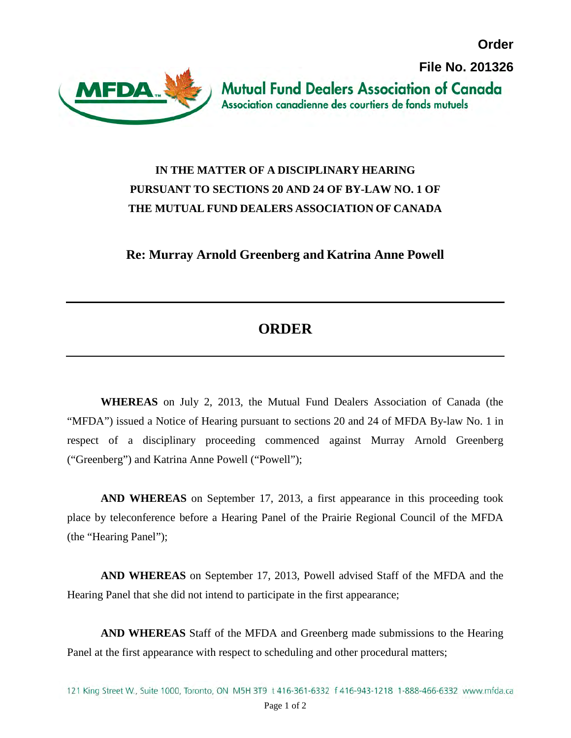**Order**

**File No. 201326**

Mutual Fund Dealers Association of Canada
Association canadienne des courtiers de fonds mutuels

**IN THE MATTER OF A DISCIPLINARY HEARING PURSUANT TO SECTIONS 20 AND 24 OF BY-LAW NO. 1 OF THE MUTUAL FUND DEALERS ASSOCIATION OF CANADA**

**Re: Murray Arnold Greenberg and Katrina Anne Powell**

---

# ORDER

---

**WHEREAS** on July 2, 2013, the Mutual Fund Dealers Association of Canada (the "MFDA") issued a Notice of Hearing pursuant to sections 20 and 24 of MFDA By-law No. 1 in respect of a disciplinary proceeding commenced against Murray Arnold Greenberg ("Greenberg") and Katrina Anne Powell ("Powell");

**AND WHEREAS** on September 17, 2013, a first appearance in this proceeding took place by teleconference before a Hearing Panel of the Prairie Regional Council of the MFDA (the "Hearing Panel");

**AND WHEREAS** on September 17, 2013, Powell advised Staff of the MFDA and the Hearing Panel that she did not intend to participate in the first appearance;

**AND WHEREAS** Staff of the MFDA and Greenberg made submissions to the Hearing Panel at the first appearance with respect to scheduling and other procedural matters;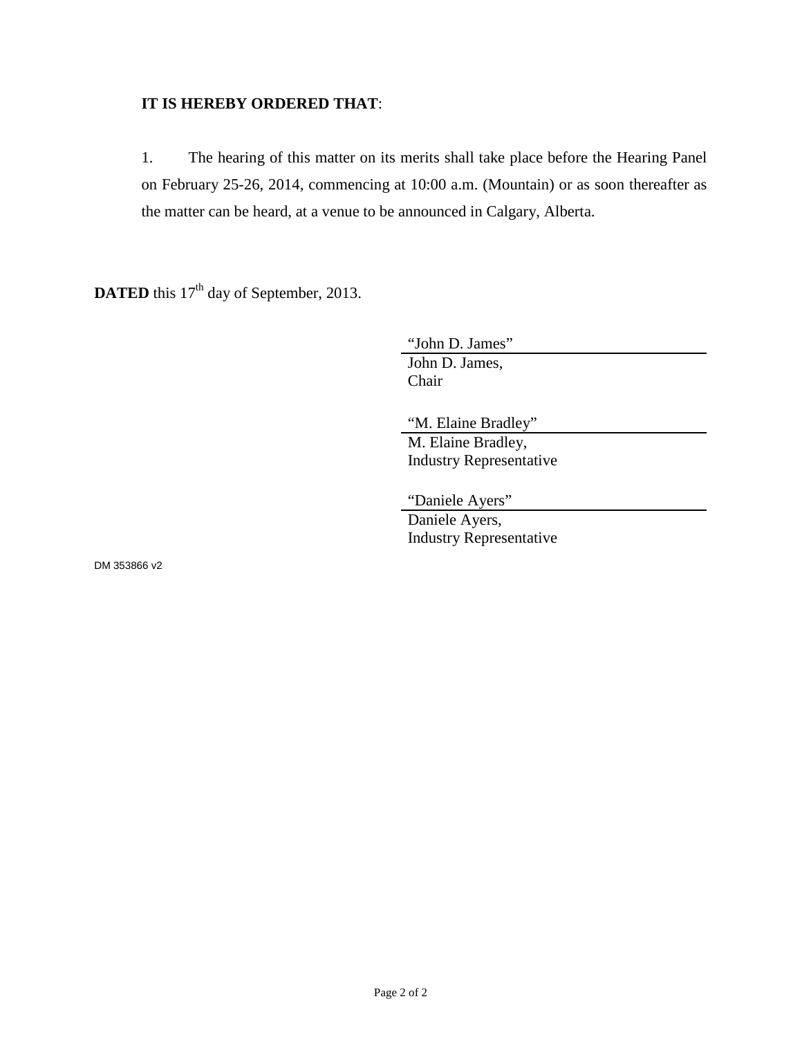**IT IS HEREBY ORDERED THAT**:

1. The hearing of this matter on its merits shall take place before the Hearing Panel on February 25-26, 2014, commencing at 10:00 a.m. (Mountain) or as soon thereafter as the matter can be heard, at a venue to be announced in Calgary, Alberta.

**DATED** this 17th day of September, 2013.

"John D. James"
John D. James,
Chair

"M. Elaine Bradley"
M. Elaine Bradley,
Industry Representative

"Daniele Ayers"
Daniele Ayers,
Industry Representative

DM 353866 v2